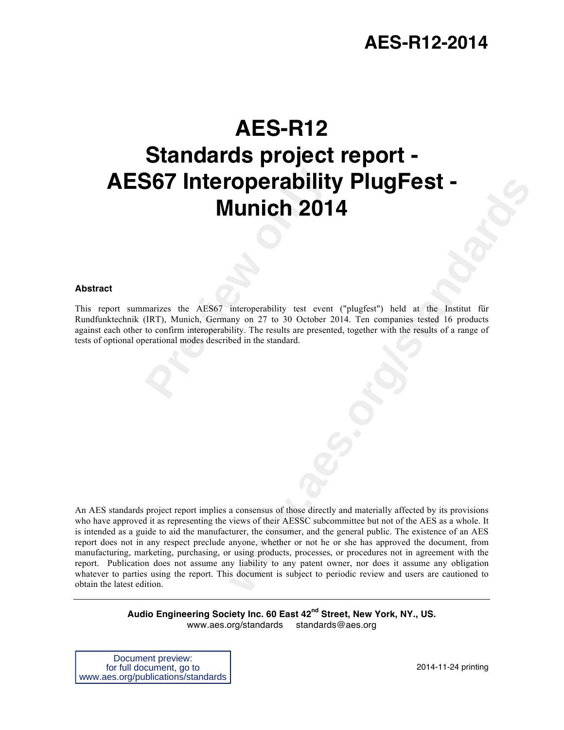# AES-R12-2014

# AES-R12
# Standards project report - AES67 Interoperability PlugFest - Munich 2014

**Abstract**

This report summarizes the AES67 interoperability test event ("plugfest") held at the Institut für Rundfunktechnik (IRT), Munich, Germany on 27 to 30 October 2014. Ten companies tested 16 products against each other to confirm interoperability. The results are presented, together with the results of a range of tests of optional operational modes described in the standard.

An AES standards project report implies a consensus of those directly and materially affected by its provisions who have approved it as representing the views of their AESSC subcommittee but not of the AES as a whole. It is intended as a guide to aid the manufacturer, the consumer, and the general public. The existence of an AES report does not in any respect preclude anyone, whether or not he or she has approved the document, from manufacturing, marketing, purchasing, or using products, processes, or procedures not in agreement with the report. Publication does not assume any liability to any patent owner, nor does it assume any obligation whatever to parties using the report. This document is subject to periodic review and users are cautioned to obtain the latest edition.

**Audio Engineering Society Inc. 60 East 42nd Street, New York, NY., US.**
www.aes.org/standards standards@aes.org

Document preview:
for full document, go to
www.aes.org/publications/standards

2014-11-24 printing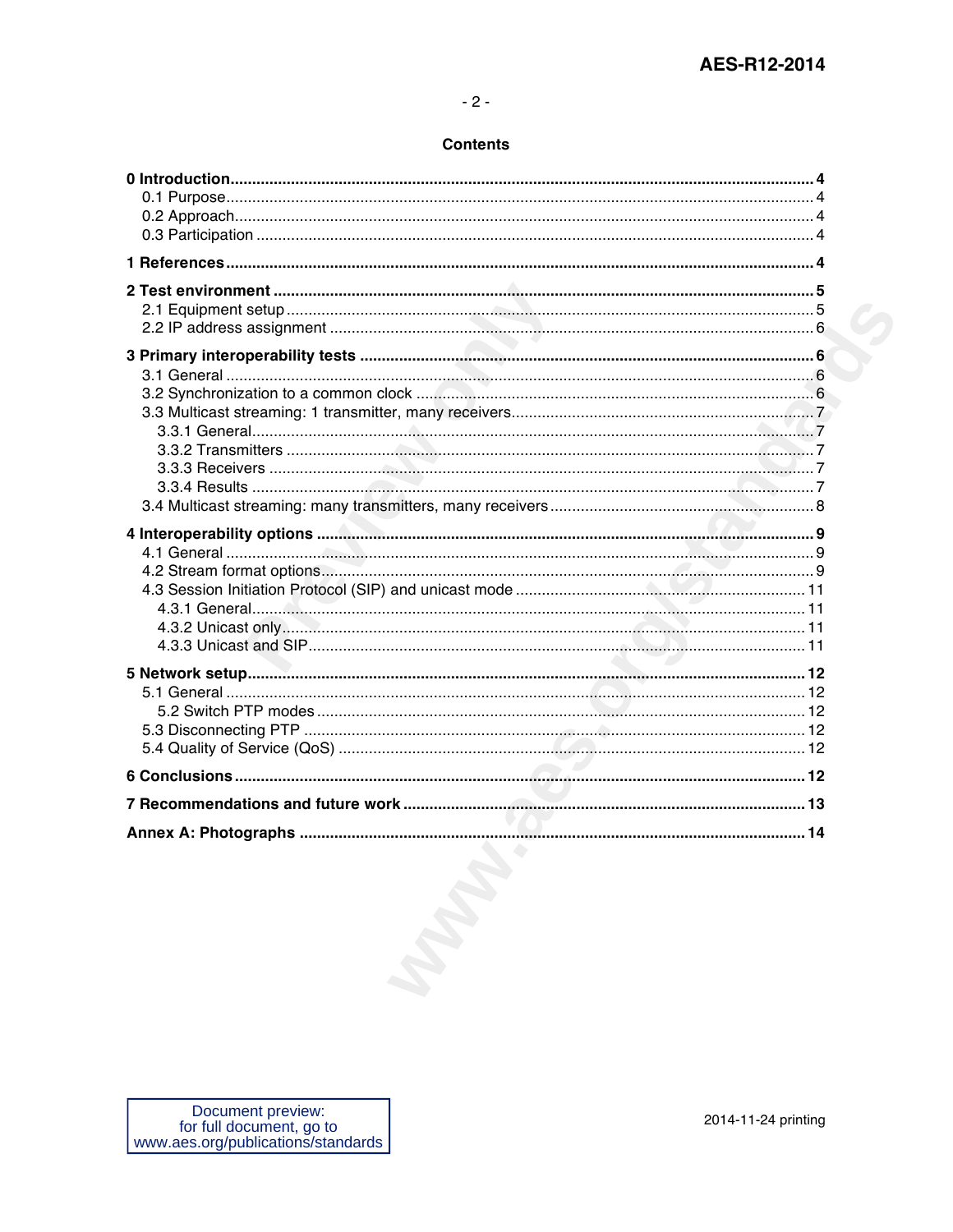## Contents

**0 Introduction .................................................... 4**
- 0.1 Purpose .................................................... 4
- 0.2 Approach .................................................... 4
- 0.3 Participation .................................................... 4

**1 References .................................................... 4**

**2 Test environment .................................................... 5**
- 2.1 Equipment setup .................................................... 5
- 2.2 IP address assignment .................................................... 6

**3 Primary interoperability tests .................................................... 6**
- 3.1 General .................................................... 6
- 3.2 Synchronization to a common clock .................................................... 6
- 3.3 Multicast streaming: 1 transmitter, many receivers .................................................... 7
  - 3.3.1 General .................................................... 7
  - 3.3.2 Transmitters .................................................... 7
  - 3.3.3 Receivers .................................................... 7
  - 3.3.4 Results .................................................... 7
- 3.4 Multicast streaming: many transmitters, many receivers .................................................... 8

**4 Interoperability options .................................................... 9**
- 4.1 General .................................................... 9
- 4.2 Stream format options .................................................... 9
- 4.3 Session Initiation Protocol (SIP) and unicast mode .................................................... 11
  - 4.3.1 General .................................................... 11
  - 4.3.2 Unicast only .................................................... 11
  - 4.3.3 Unicast and SIP .................................................... 11

**5 Network setup .................................................... 12**
- 5.1 General .................................................... 12
  - 5.2 Switch PTP modes .................................................... 12
- 5.3 Disconnecting PTP .................................................... 12
- 5.4 Quality of Service (QoS) .................................................... 12

**6 Conclusions .................................................... 12**

**7 Recommendations and future work .................................................... 13**

**Annex A: Photographs .................................................... 14**

Document preview:
for full document, go to
www.aes.org/publications/standards

2014-11-24 printing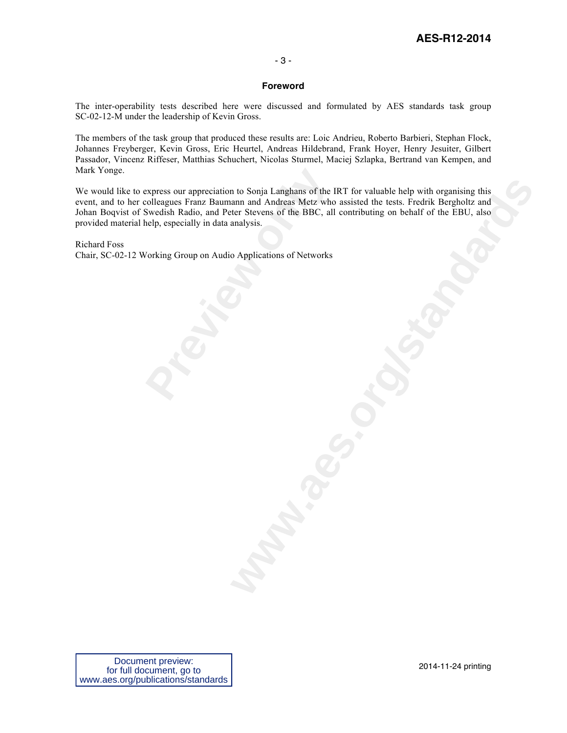## Foreword

The inter-operability tests described here were discussed and formulated by AES standards task group SC-02-12-M under the leadership of Kevin Gross.

The members of the task group that produced these results are: Loic Andrieu, Roberto Barbieri, Stephan Flock, Johannes Freyberger, Kevin Gross, Eric Heurtel, Andreas Hildebrand, Frank Hoyer, Henry Jesuiter, Gilbert Passador, Vincenz Riffeser, Matthias Schuchert, Nicolas Sturmel, Maciej Szlapka, Bertrand van Kempen, and Mark Yonge.

We would like to express our appreciation to Sonja Langhans of the IRT for valuable help with organising this event, and to her colleagues Franz Baumann and Andreas Metz who assisted the tests. Fredrik Bergholtz and Johan Boqvist of Swedish Radio, and Peter Stevens of the BBC, all contributing on behalf of the EBU, also provided material help, especially in data analysis.

Richard Foss
Chair, SC-02-12 Working Group on Audio Applications of Networks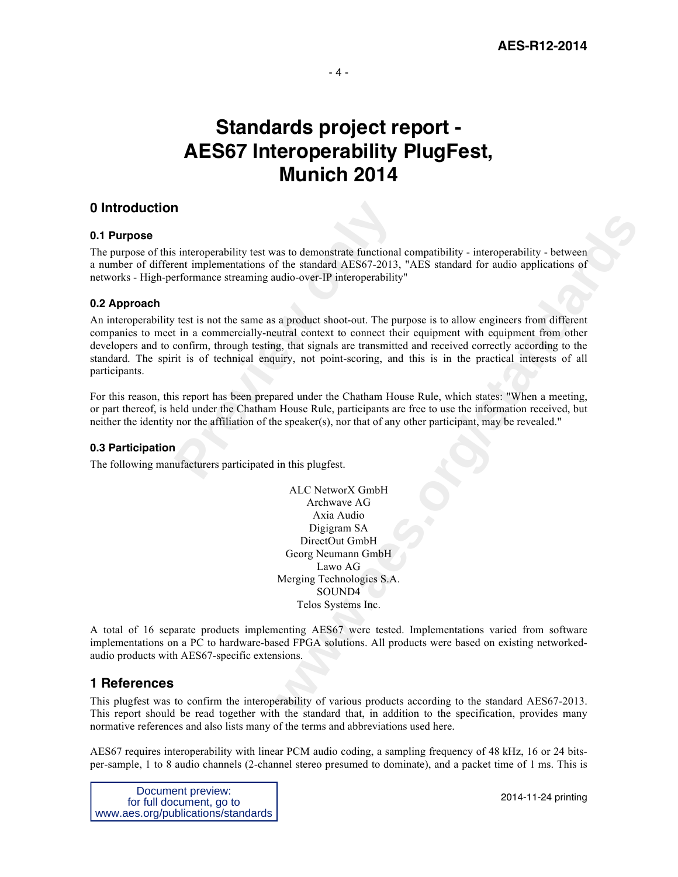# Standards project report - AES67 Interoperability PlugFest, Munich 2014

## 0 Introduction

### 0.1 Purpose

The purpose of this interoperability test was to demonstrate functional compatibility - interoperability - between a number of different implementations of the standard AES67-2013, "AES standard for audio applications of networks - High-performance streaming audio-over-IP interoperability"

### 0.2 Approach

An interoperability test is not the same as a product shoot-out. The purpose is to allow engineers from different companies to meet in a commercially-neutral context to connect their equipment with equipment from other developers and to confirm, through testing, that signals are transmitted and received correctly according to the standard. The spirit is of technical enquiry, not point-scoring, and this is in the practical interests of all participants.

For this reason, this report has been prepared under the Chatham House Rule, which states: "When a meeting, or part thereof, is held under the Chatham House Rule, participants are free to use the information received, but neither the identity nor the affiliation of the speaker(s), nor that of any other participant, may be revealed."

### 0.3 Participation

The following manufacturers participated in this plugfest.

ALC NetworX GmbH
Archwave AG
Axia Audio
Digigram SA
DirectOut GmbH
Georg Neumann GmbH
Lawo AG
Merging Technologies S.A.
SOUND4
Telos Systems Inc.

A total of 16 separate products implementing AES67 were tested. Implementations varied from software implementations on a PC to hardware-based FPGA solutions. All products were based on existing networked-audio products with AES67-specific extensions.

## 1 References

This plugfest was to confirm the interoperability of various products according to the standard AES67-2013. This report should be read together with the standard that, in addition to the specification, provides many normative references and also lists many of the terms and abbreviations used here.

AES67 requires interoperability with linear PCM audio coding, a sampling frequency of 48 kHz, 16 or 24 bits-per-sample, 1 to 8 audio channels (2-channel stereo presumed to dominate), and a packet time of 1 ms. This is